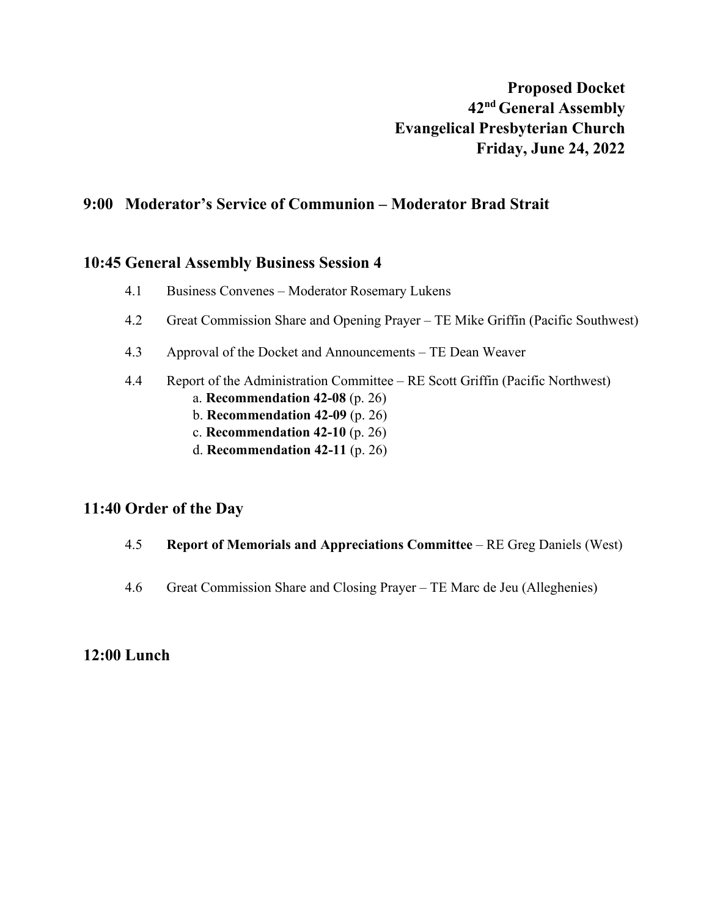**Proposed Docket**
**42nd General Assembly**
**Evangelical Presbyterian Church**
**Friday, June 24, 2022**

## 9:00 Moderator's Service of Communion – Moderator Brad Strait

## 10:45 General Assembly Business Session 4

4.1 Business Convenes – Moderator Rosemary Lukens

4.2 Great Commission Share and Opening Prayer – TE Mike Griffin (Pacific Southwest)

4.3 Approval of the Docket and Announcements – TE Dean Weaver

4.4 Report of the Administration Committee – RE Scott Griffin (Pacific Northwest)
- a. **Recommendation 42-08** (p. 26)
- b. **Recommendation 42-09** (p. 26)
- c. **Recommendation 42-10** (p. 26)
- d. **Recommendation 42-11** (p. 26)

## 11:40 Order of the Day

4.5 **Report of Memorials and Appreciations Committee** – RE Greg Daniels (West)

4.6 Great Commission Share and Closing Prayer – TE Marc de Jeu (Alleghenies)

## 12:00 Lunch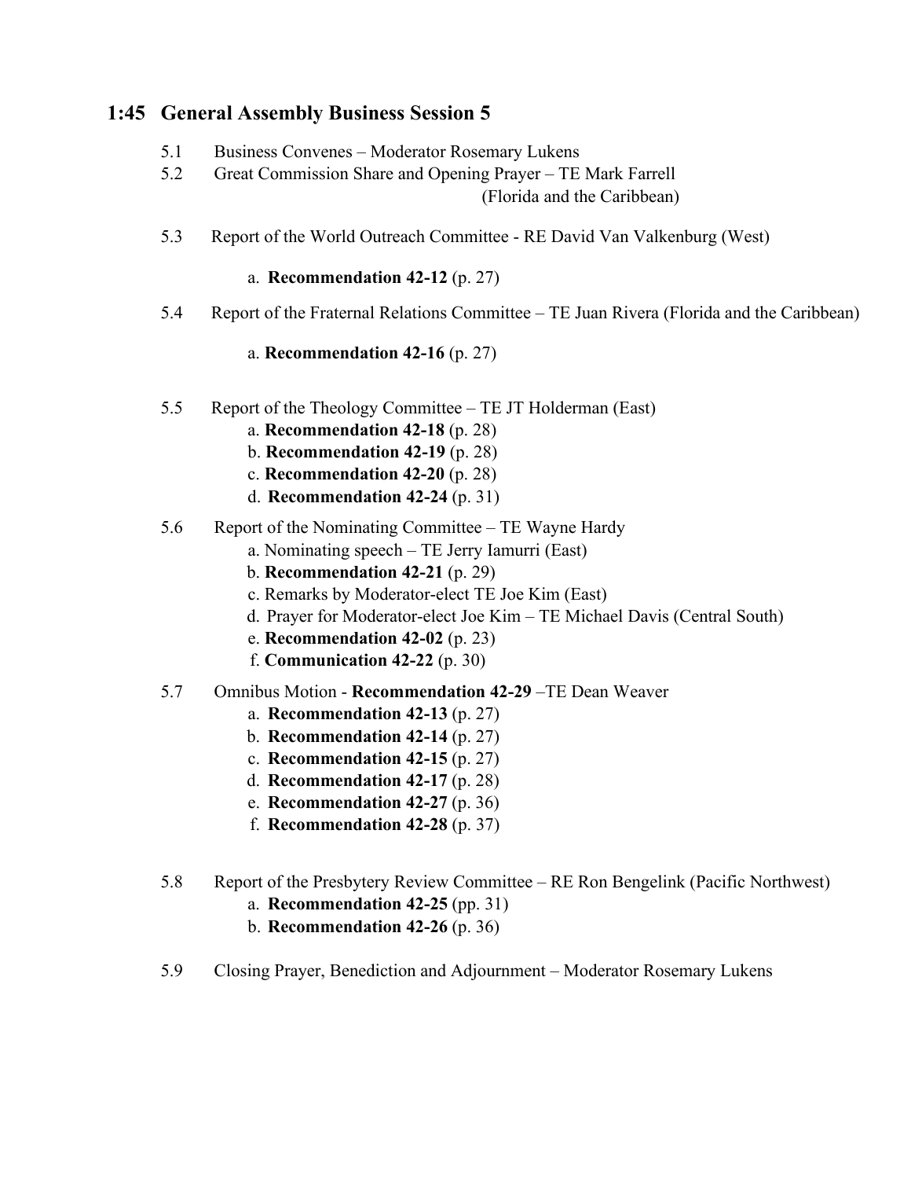## 1:45 General Assembly Business Session 5

5.1 Business Convenes – Moderator Rosemary Lukens

5.2 Great Commission Share and Opening Prayer – TE Mark Farrell (Florida and the Caribbean)

5.3 Report of the World Outreach Committee - RE David Van Valkenburg (West)

   a. **Recommendation 42-12** (p. 27)

5.4 Report of the Fraternal Relations Committee – TE Juan Rivera (Florida and the Caribbean)

   a. **Recommendation 42-16** (p. 27)

5.5 Report of the Theology Committee – TE JT Holderman (East)

   a. **Recommendation 42-18** (p. 28)
   b. **Recommendation 42-19** (p. 28)
   c. **Recommendation 42-20** (p. 28)
   d. **Recommendation 42-24** (p. 31)

5.6 Report of the Nominating Committee – TE Wayne Hardy

   a. Nominating speech – TE Jerry Iamurri (East)
   b. **Recommendation 42-21** (p. 29)
   c. Remarks by Moderator-elect TE Joe Kim (East)
   d. Prayer for Moderator-elect Joe Kim – TE Michael Davis (Central South)
   e. **Recommendation 42-02** (p. 23)
   f. **Communication 42-22** (p. 30)

5.7 Omnibus Motion - **Recommendation 42-29** –TE Dean Weaver

   a. **Recommendation 42-13** (p. 27)
   b. **Recommendation 42-14** (p. 27)
   c. **Recommendation 42-15** (p. 27)
   d. **Recommendation 42-17** (p. 28)
   e. **Recommendation 42-27** (p. 36)
   f. **Recommendation 42-28** (p. 37)

5.8 Report of the Presbytery Review Committee – RE Ron Bengelink (Pacific Northwest)

   a. **Recommendation 42-25** (pp. 31)
   b. **Recommendation 42-26** (p. 36)

5.9 Closing Prayer, Benediction and Adjournment – Moderator Rosemary Lukens